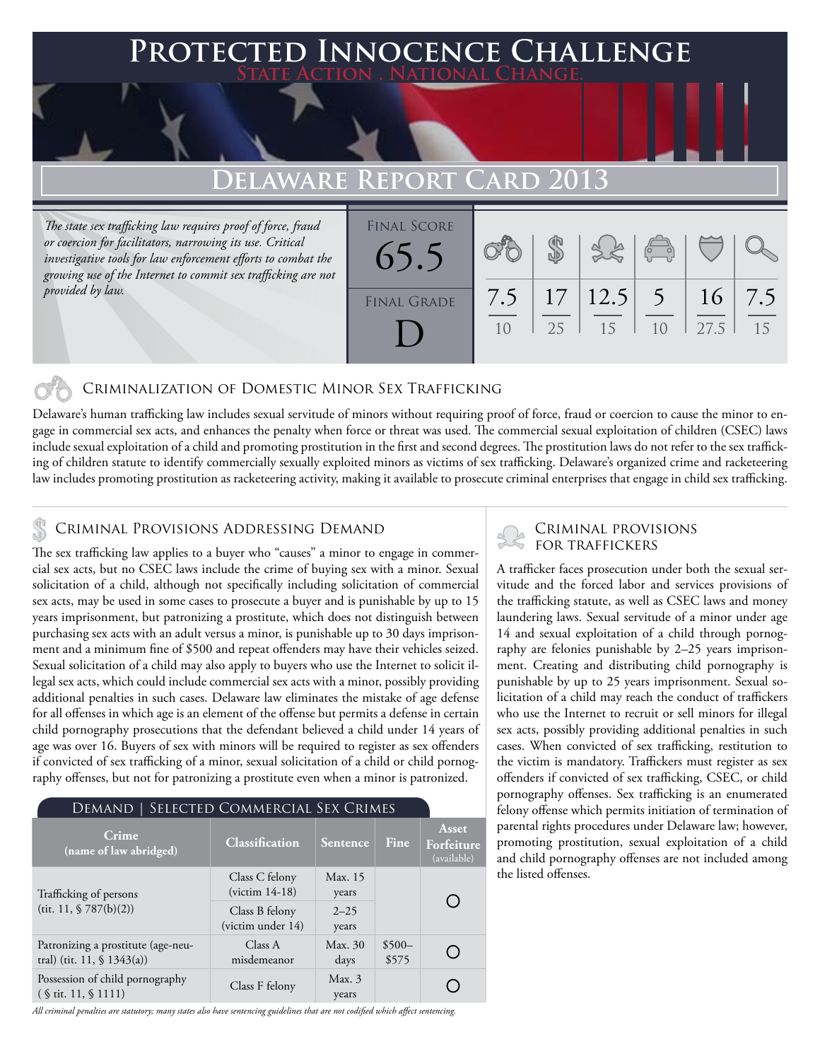# Protected Innocence Challenge

**State Action . National Change.**

## Delaware Report Card 2013

*The state sex trafficking law requires proof of force, fraud or coercion for facilitators, narrowing its use. Critical investigative tools for law enforcement efforts to combat the growing use of the Internet to commit sex trafficking are not provided by law.*

| Final Score | Final Grade |
|---|---|
| 65.5 | D |

| Criminalization of Domestic Minor Sex Trafficking | Criminal Provisions Addressing Demand | Criminal Provisions for Traffickers | Criminal Provisions for Facilitators | Protective Provisions for the Child Victims | Criminal Justice Tools for Investigation and Prosecution |
|---|---|---|---|---|---|
| 7.5 / 10 | 17 / 25 | 12.5 / 15 | 5 / 10 | 16 / 27.5 | 7.5 / 15 |

### Criminalization of Domestic Minor Sex Trafficking

Delaware's human trafficking law includes sexual servitude of minors without requiring proof of force, fraud or coercion to cause the minor to engage in commercial sex acts, and enhances the penalty when force or threat was used. The commercial sexual exploitation of children (CSEC) laws include sexual exploitation of a child and promoting prostitution in the first and second degrees. The prostitution laws do not refer to the sex trafficking of children statute to identify commercially sexually exploited minors as victims of sex trafficking. Delaware's organized crime and racketeering law includes promoting prostitution as racketeering activity, making it available to prosecute criminal enterprises that engage in child sex trafficking.

### Criminal Provisions Addressing Demand

The sex trafficking law applies to a buyer who "causes" a minor to engage in commercial sex acts, but no CSEC laws include the crime of buying sex with a minor. Sexual solicitation of a child, although not specifically including solicitation of commercial sex acts, may be used in some cases to prosecute a buyer and is punishable by up to 15 years imprisonment, but patronizing a prostitute, which does not distinguish between purchasing sex acts with an adult versus a minor, is punishable up to 30 days imprisonment and a minimum fine of $500 and repeat offenders may have their vehicles seized. Sexual solicitation of a child may also apply to buyers who use the Internet to solicit illegal sex acts, which could include commercial sex acts with a minor, possibly providing additional penalties in such cases. Delaware law eliminates the mistake of age defense for all offenses in which age is an element of the offense but permits a defense in certain child pornography prosecutions that the defendant believed a child under 14 years of age was over 16. Buyers of sex with minors will be required to register as sex offenders if convicted of sex trafficking of a minor, sexual solicitation of a child or child pornography offenses, but not for patronizing a prostitute even when a minor is patronized.

**Demand | Selected Commercial Sex Crimes**

| Crime (name of law abridged) | Classification | Sentence | Fine | Asset Forfeiture (available) |
|---|---|---|---|---|
| Trafficking of persons (tit. 11, § 787(b)(2)) | Class C felony (victim 14-18) | Max. 15 years | | ○ |
| | Class B felony (victim under 14) | 2–25 years | | |
| Patronizing a prostitute (age-neutral) (tit. 11, § 1343(a)) | Class A misdemeanor | Max. 30 days | $500–$575 | ○ |
| Possession of child pornography (§ tit. 11, § 1111) | Class F felony | Max. 3 years | | ○ |

*All criminal penalties are statutory; many states also have sentencing guidelines that are not codified which affect sentencing.*

### Criminal provisions for traffickers

A trafficker faces prosecution under both the sexual servitude and the forced labor and services provisions of the trafficking statute, as well as CSEC laws and money laundering laws. Sexual servitude of a minor under age 14 and sexual exploitation of a child through pornography are felonies punishable by 2–25 years imprisonment. Creating and distributing child pornography is punishable by up to 25 years imprisonment. Sexual solicitation of a child may reach the conduct of traffickers who use the Internet to recruit or sell minors for illegal sex acts, possibly providing additional penalties in such cases. When convicted of sex trafficking, restitution to the victim is mandatory. Traffickers must register as sex offenders if convicted of sex trafficking, CSEC, or child pornography offenses. Sex trafficking is an enumerated felony offense which permits initiation of termination of parental rights procedures under Delaware law; however, promoting prostitution, sexual exploitation of a child and child pornography offenses are not included among the listed offenses.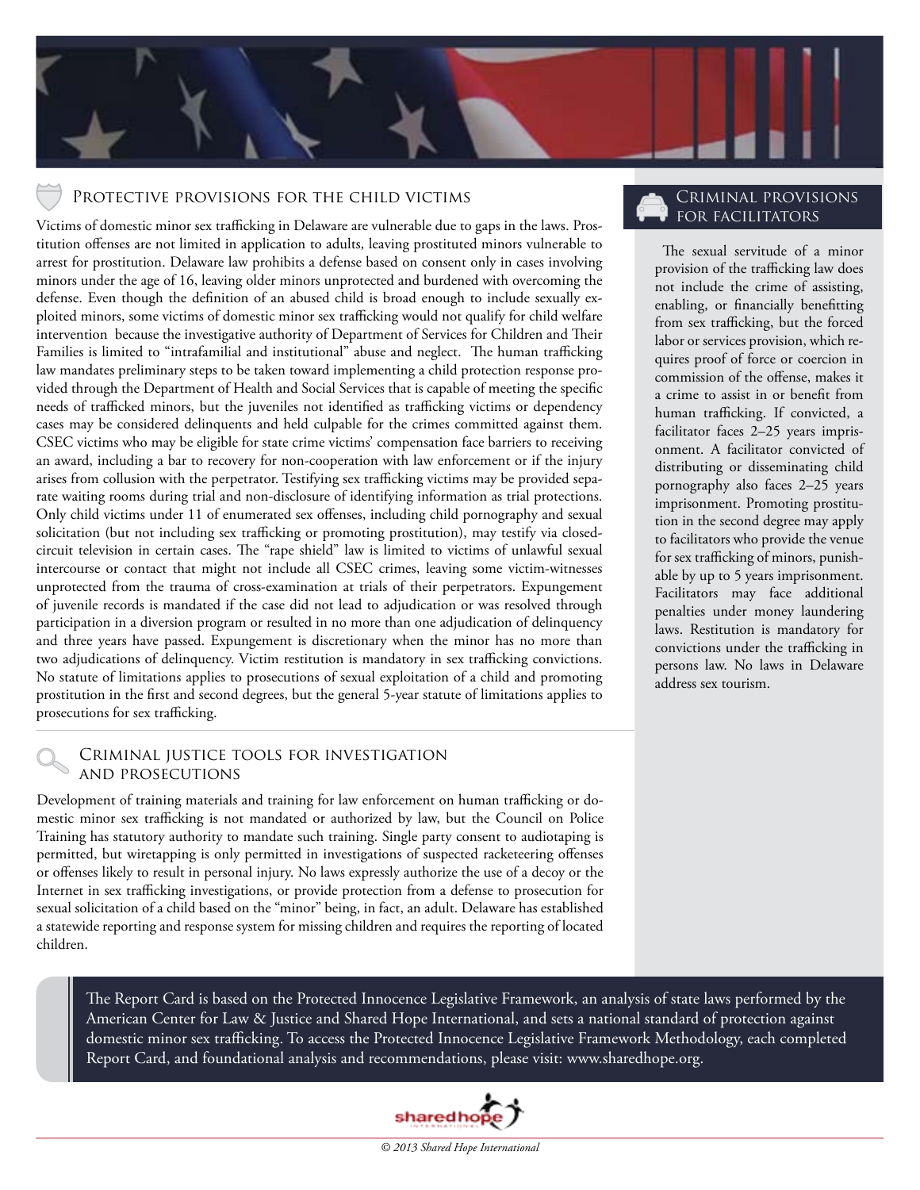## Protective provisions for the child victims

Victims of domestic minor sex trafficking in Delaware are vulnerable due to gaps in the laws. Prostitution offenses are not limited in application to adults, leaving prostituted minors vulnerable to arrest for prostitution. Delaware law prohibits a defense based on consent only in cases involving minors under the age of 16, leaving older minors unprotected and burdened with overcoming the defense. Even though the definition of an abused child is broad enough to include sexually exploited minors, some victims of domestic minor sex trafficking would not qualify for child welfare intervention because the investigative authority of Department of Services for Children and Their Families is limited to "intrafamilial and institutional" abuse and neglect. The human trafficking law mandates preliminary steps to be taken toward implementing a child protection response provided through the Department of Health and Social Services that is capable of meeting the specific needs of trafficked minors, but the juveniles not identified as trafficking victims or dependency cases may be considered delinquents and held culpable for the crimes committed against them. CSEC victims who may be eligible for state crime victims' compensation face barriers to receiving an award, including a bar to recovery for non-cooperation with law enforcement or if the injury arises from collusion with the perpetrator. Testifying sex trafficking victims may be provided separate waiting rooms during trial and non-disclosure of identifying information as trial protections. Only child victims under 11 of enumerated sex offenses, including child pornography and sexual solicitation (but not including sex trafficking or promoting prostitution), may testify via closed-circuit television in certain cases. The "rape shield" law is limited to victims of unlawful sexual intercourse or contact that might not include all CSEC crimes, leaving some victim-witnesses unprotected from the trauma of cross-examination at trials of their perpetrators. Expungement of juvenile records is mandated if the case did not lead to adjudication or was resolved through participation in a diversion program or resulted in no more than one adjudication of delinquency and three years have passed. Expungement is discretionary when the minor has no more than two adjudications of delinquency. Victim restitution is mandatory in sex trafficking convictions. No statute of limitations applies to prosecutions of sexual exploitation of a child and promoting prostitution in the first and second degrees, but the general 5-year statute of limitations applies to prosecutions for sex trafficking.

## Criminal justice tools for investigation and prosecutions

Development of training materials and training for law enforcement on human trafficking or domestic minor sex trafficking is not mandated or authorized by law, but the Council on Police Training has statutory authority to mandate such training. Single party consent to audiotaping is permitted, but wiretapping is only permitted in investigations of suspected racketeering offenses or offenses likely to result in personal injury. No laws expressly authorize the use of a decoy or the Internet in sex trafficking investigations, or provide protection from a defense to prosecution for sexual solicitation of a child based on the "minor" being, in fact, an adult. Delaware has established a statewide reporting and response system for missing children and requires the reporting of located children.

## Criminal provisions for facilitators

The sexual servitude of a minor provision of the trafficking law does not include the crime of assisting, enabling, or financially benefitting from sex trafficking, but the forced labor or services provision, which requires proof of force or coercion in commission of the offense, makes it a crime to assist in or benefit from human trafficking. If convicted, a facilitator faces 2–25 years imprisonment. A facilitator convicted of distributing or disseminating child pornography also faces 2–25 years imprisonment. Promoting prostitution in the second degree may apply to facilitators who provide the venue for sex trafficking of minors, punishable by up to 5 years imprisonment. Facilitators may face additional penalties under money laundering laws. Restitution is mandatory for convictions under the trafficking in persons law. No laws in Delaware address sex tourism.

The Report Card is based on the Protected Innocence Legislative Framework, an analysis of state laws performed by the American Center for Law & Justice and Shared Hope International, and sets a national standard of protection against domestic minor sex trafficking. To access the Protected Innocence Legislative Framework Methodology, each completed Report Card, and foundational analysis and recommendations, please visit: www.sharedhope.org.

shared hope INTERNATIONAL

*© 2013 Shared Hope International*